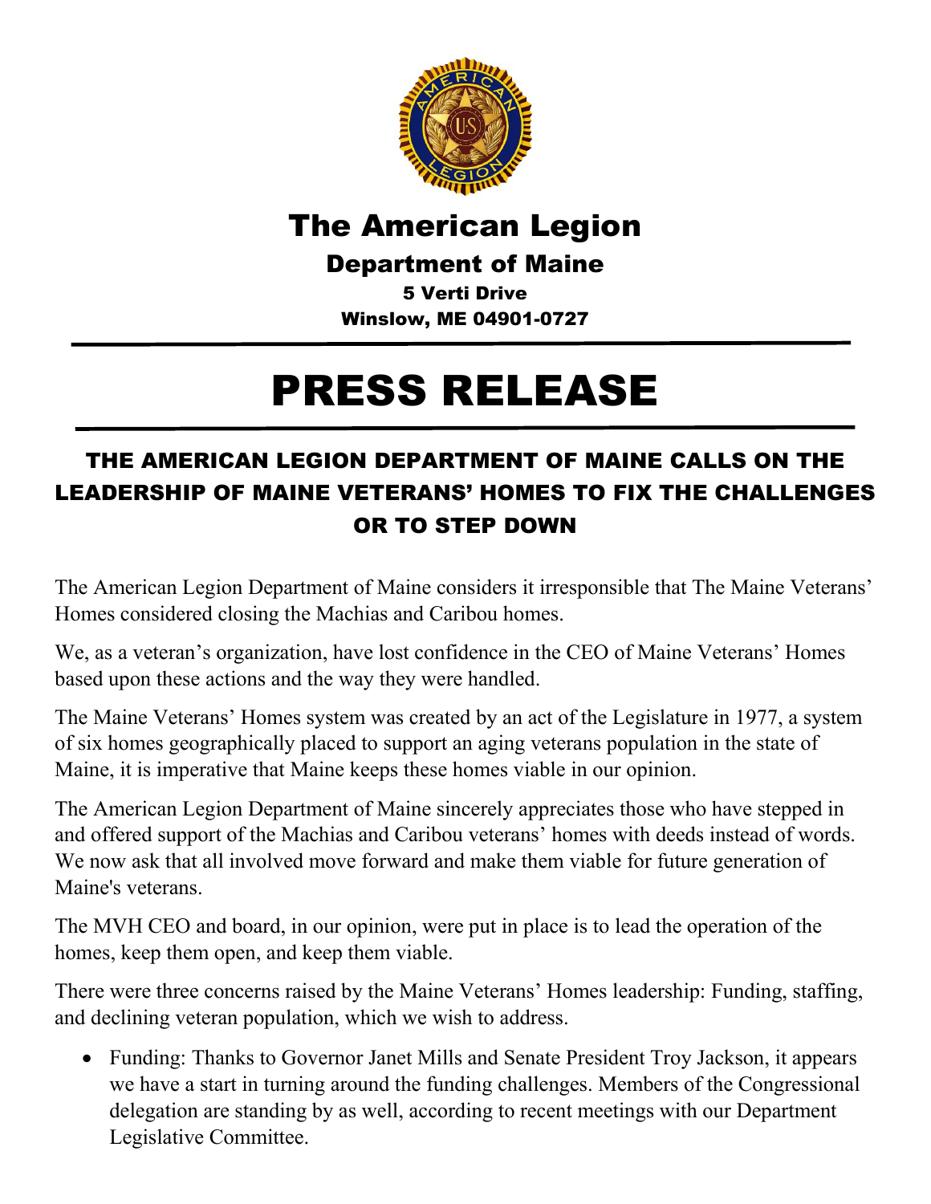# The American Legion

## Department of Maine

**5 Verti Drive**
**Winslow, ME 04901-0727**

# PRESS RELEASE

## THE AMERICAN LEGION DEPARTMENT OF MAINE CALLS ON THE LEADERSHIP OF MAINE VETERANS' HOMES TO FIX THE CHALLENGES OR TO STEP DOWN

The American Legion Department of Maine considers it irresponsible that The Maine Veterans' Homes considered closing the Machias and Caribou homes.

We, as a veteran's organization, have lost confidence in the CEO of Maine Veterans' Homes based upon these actions and the way they were handled.

The Maine Veterans' Homes system was created by an act of the Legislature in 1977, a system of six homes geographically placed to support an aging veterans population in the state of Maine, it is imperative that Maine keeps these homes viable in our opinion.

The American Legion Department of Maine sincerely appreciates those who have stepped in and offered support of the Machias and Caribou veterans' homes with deeds instead of words. We now ask that all involved move forward and make them viable for future generation of Maine's veterans.

The MVH CEO and board, in our opinion, were put in place is to lead the operation of the homes, keep them open, and keep them viable.

There were three concerns raised by the Maine Veterans' Homes leadership: Funding, staffing, and declining veteran population, which we wish to address.

- Funding: Thanks to Governor Janet Mills and Senate President Troy Jackson, it appears we have a start in turning around the funding challenges. Members of the Congressional delegation are standing by as well, according to recent meetings with our Department Legislative Committee.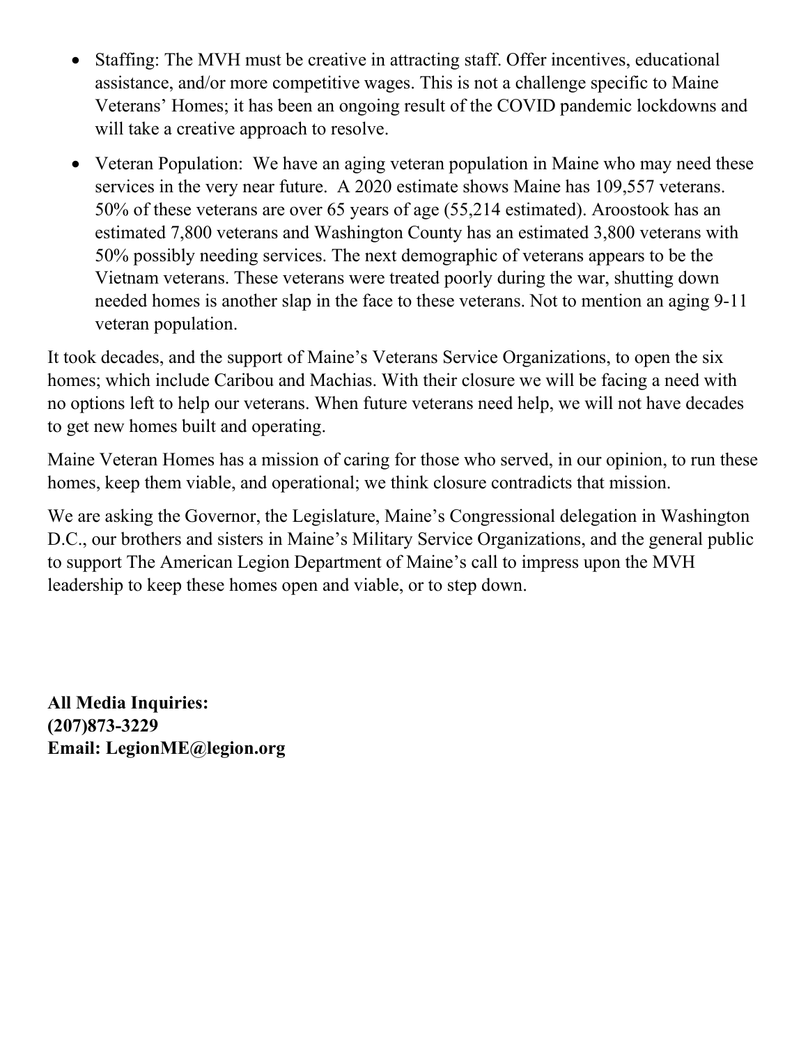- Staffing: The MVH must be creative in attracting staff. Offer incentives, educational assistance, and/or more competitive wages. This is not a challenge specific to Maine Veterans' Homes; it has been an ongoing result of the COVID pandemic lockdowns and will take a creative approach to resolve.
- Veteran Population: We have an aging veteran population in Maine who may need these services in the very near future. A 2020 estimate shows Maine has 109,557 veterans. 50% of these veterans are over 65 years of age (55,214 estimated). Aroostook has an estimated 7,800 veterans and Washington County has an estimated 3,800 veterans with 50% possibly needing services. The next demographic of veterans appears to be the Vietnam veterans. These veterans were treated poorly during the war, shutting down needed homes is another slap in the face to these veterans. Not to mention an aging 9-11 veteran population.

It took decades, and the support of Maine's Veterans Service Organizations, to open the six homes; which include Caribou and Machias. With their closure we will be facing a need with no options left to help our veterans. When future veterans need help, we will not have decades to get new homes built and operating.

Maine Veteran Homes has a mission of caring for those who served, in our opinion, to run these homes, keep them viable, and operational; we think closure contradicts that mission.

We are asking the Governor, the Legislature, Maine's Congressional delegation in Washington D.C., our brothers and sisters in Maine's Military Service Organizations, and the general public to support The American Legion Department of Maine's call to impress upon the MVH leadership to keep these homes open and viable, or to step down.

**All Media Inquiries:**
**(207)873-3229**
**Email: LegionME@legion.org**